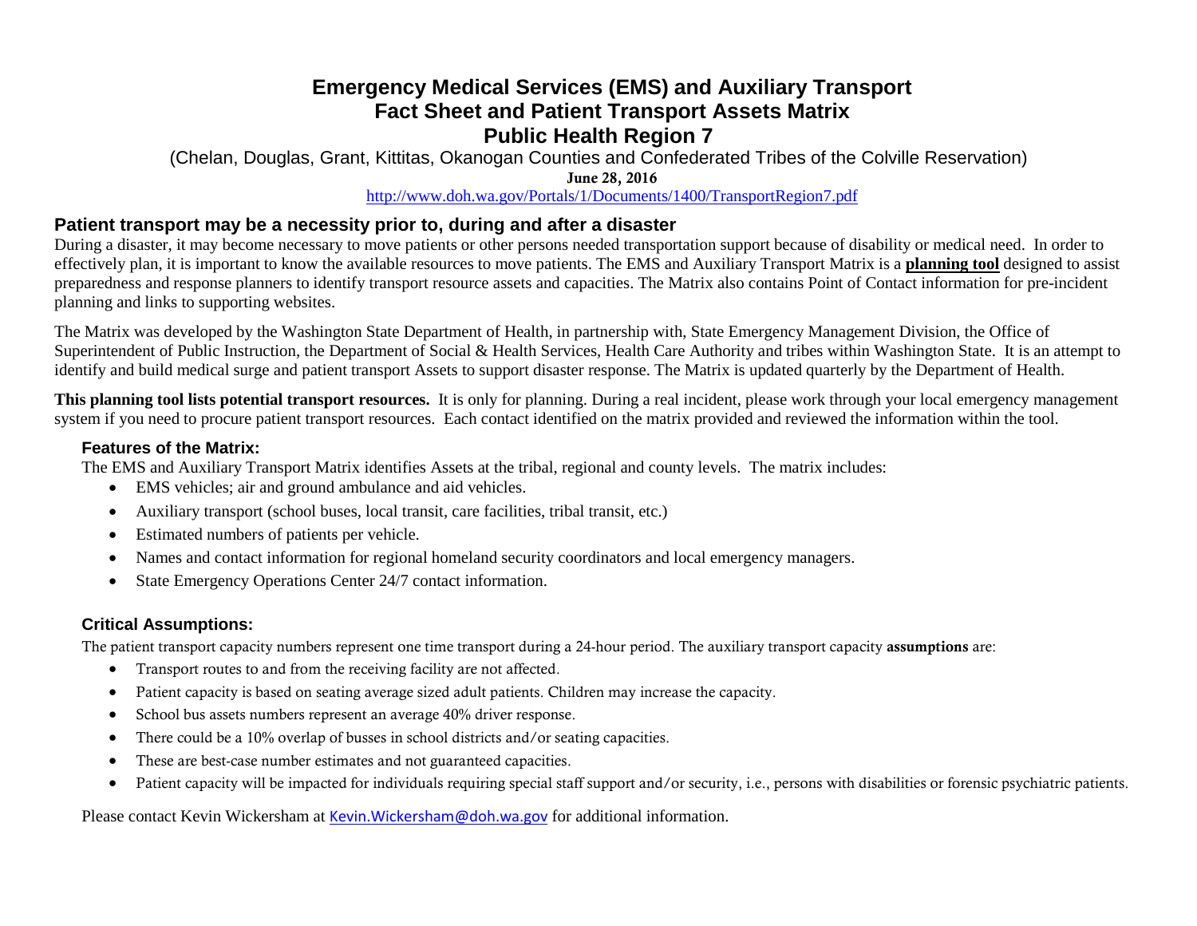# Emergency Medical Services (EMS) and Auxiliary Transport Fact Sheet and Patient Transport Assets Matrix
# Public Health Region 7

(Chelan, Douglas, Grant, Kittitas, Okanogan Counties and Confederated Tribes of the Colville Reservation)

**June 28, 2016**

http://www.doh.wa.gov/Portals/1/Documents/1400/TransportRegion7.pdf

## Patient transport may be a necessity prior to, during and after a disaster

During a disaster, it may become necessary to move patients or other persons needed transportation support because of disability or medical need. In order to effectively plan, it is important to know the available resources to move patients. The EMS and Auxiliary Transport Matrix is a **planning tool** designed to assist preparedness and response planners to identify transport resource assets and capacities. The Matrix also contains Point of Contact information for pre-incident planning and links to supporting websites.

The Matrix was developed by the Washington State Department of Health, in partnership with, State Emergency Management Division, the Office of Superintendent of Public Instruction, the Department of Social & Health Services, Health Care Authority and tribes within Washington State. It is an attempt to identify and build medical surge and patient transport Assets to support disaster response. The Matrix is updated quarterly by the Department of Health.

**This planning tool lists potential transport resources.** It is only for planning. During a real incident, please work through your local emergency management system if you need to procure patient transport resources. Each contact identified on the matrix provided and reviewed the information within the tool.

### Features of the Matrix:

The EMS and Auxiliary Transport Matrix identifies Assets at the tribal, regional and county levels. The matrix includes:

- EMS vehicles; air and ground ambulance and aid vehicles.
- Auxiliary transport (school buses, local transit, care facilities, tribal transit, etc.)
- Estimated numbers of patients per vehicle.
- Names and contact information for regional homeland security coordinators and local emergency managers.
- State Emergency Operations Center 24/7 contact information.

### Critical Assumptions:

The patient transport capacity numbers represent one time transport during a 24-hour period. The auxiliary transport capacity **assumptions** are:

- Transport routes to and from the receiving facility are not affected.
- Patient capacity is based on seating average sized adult patients. Children may increase the capacity.
- School bus assets numbers represent an average 40% driver response.
- There could be a 10% overlap of busses in school districts and/or seating capacities.
- These are best-case number estimates and not guaranteed capacities.
- Patient capacity will be impacted for individuals requiring special staff support and/or security, i.e., persons with disabilities or forensic psychiatric patients.

Please contact Kevin Wickersham at Kevin.Wickersham@doh.wa.gov for additional information.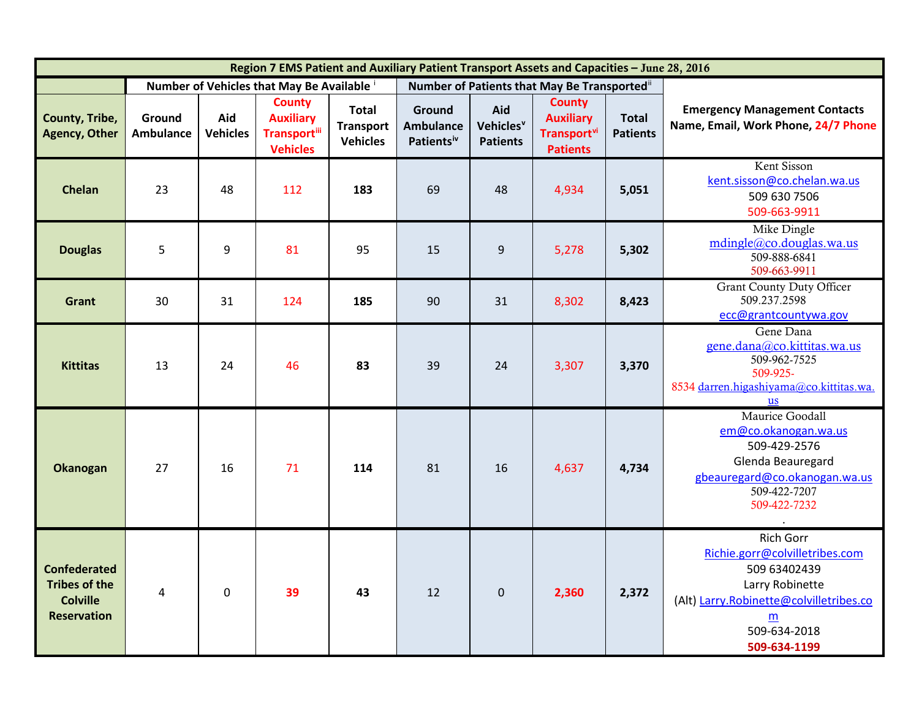| Region 7 EMS Patient and Auxiliary Patient Transport Assets and Capacities – June 28, 2016 | | | | | | | | | |
|---|---|---|---|---|---|---|---|---|---|
| | Number of Vehicles that May Be Available [i] | | | | Number of Patients that May Be Transported[ii] | | | | |
| County, Tribe, Agency, Other | Ground Ambulance | Aid Vehicles | County Auxiliary Transport[iii] Vehicles | Total Transport Vehicles | Ground Ambulance Patients[iv] | Aid Vehicles[v] Patients | County Auxiliary Transport[vi] Patients | Total Patients | Emergency Management Contacts Name, Email, Work Phone, 24/7 Phone |
| **Chelan** | 23 | 48 | 112 | **183** | 69 | 48 | 4,934 | **5,051** | Kent Sisson kent.sisson@co.chelan.wa.us 509 630 7506 509-663-9911 |
| **Douglas** | 5 | 9 | 81 | 95 | 15 | 9 | 5,278 | **5,302** | Mike Dingle mdingle@co.douglas.wa.us 509-888-6841 509-663-9911 |
| **Grant** | 30 | 31 | 124 | **185** | 90 | 31 | 8,302 | **8,423** | Grant County Duty Officer 509.237.2598 ecc@grantcountywa.gov |
| **Kittitas** | 13 | 24 | 46 | **83** | 39 | 24 | 3,307 | **3,370** | Gene Dana gene.dana@co.kittitas.wa.us 509-962-7525 509-925-8534 darren.higashiyama@co.kittitas.wa.us |
| **Okanogan** | 27 | 16 | 71 | **114** | 81 | 16 | 4,637 | **4,734** | Maurice Goodall em@co.okanogan.wa.us 509-429-2576 Glenda Beauregard gbeauregard@co.okanogan.wa.us 509-422-7207 509-422-7232 . |
| **Confederated Tribes of the Colville Reservation** | 4 | 0 | **39** | **43** | 12 | 0 | **2,360** | **2,372** | Rich Gorr Richie.gorr@colvilletribes.com 509 63402439 Larry Robinette (Alt) Larry.Robinette@colvilletribes.com 509-634-2018 **509-634-1199** |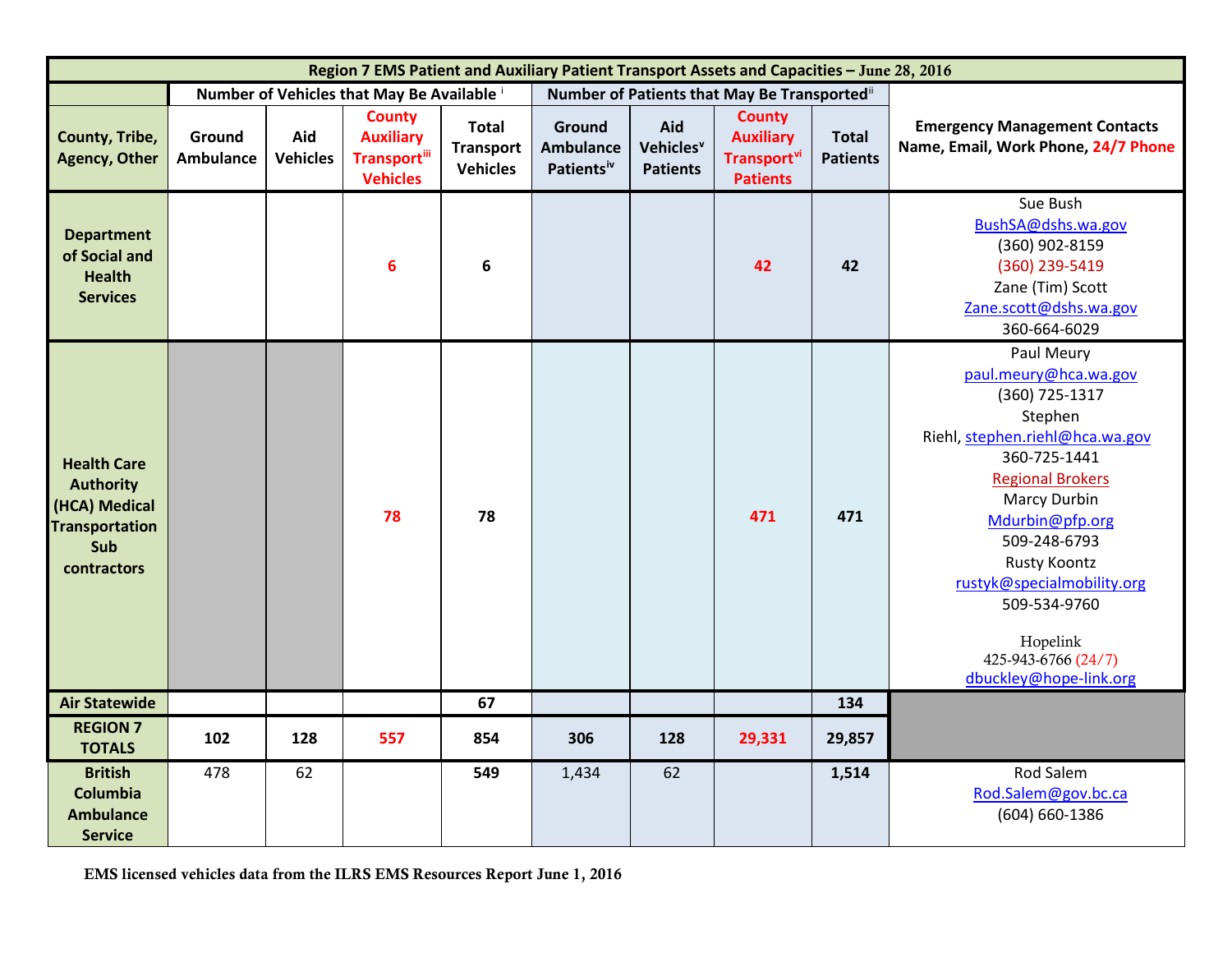| Region 7 EMS Patient and Auxiliary Patient Transport Assets and Capacities – June 28, 2016 | | | | | | | | | |
|---|---|---|---|---|---|---|---|---|---|
| | Number of Vehicles that May Be Available [i] | | | | Number of Patients that May Be Transported [ii] | | | | |
| County, Tribe, Agency, Other | Ground Ambulance | Aid Vehicles | County Auxiliary Transport [iii] Vehicles | Total Transport Vehicles | Ground Ambulance Patients [iv] | Aid Vehicles [v] Patients | County Auxiliary Transport [vi] Patients | Total Patients | Emergency Management Contacts Name, Email, Work Phone, 24/7 Phone |
| Department of Social and Health Services | | | 6 | 6 | | | 42 | 42 | Sue Bush BushSA@dshs.wa.gov (360) 902-8159 (360) 239-5419 Zane (Tim) Scott Zane.scott@dshs.wa.gov 360-664-6029 |
| Health Care Authority (HCA) Medical Transportation Sub contractors | | | 78 | 78 | | | 471 | 471 | Paul Meury paul.meury@hca.wa.gov (360) 725-1317 Stephen Riehl, stephen.riehl@hca.wa.gov 360-725-1441 Regional Brokers Marcy Durbin Mdurbin@pfp.org 509-248-6793 Rusty Koontz rustyk@specialmobility.org 509-534-9760 Hopelink 425-943-6766 (24/7) dbuckley@hope-link.org |
| Air Statewide | | | | 67 | | | | 134 | |
| REGION 7 TOTALS | 102 | 128 | 557 | 854 | 306 | 128 | 29,331 | 29,857 | |
| British Columbia Ambulance Service | 478 | 62 | | 549 | 1,434 | 62 | | 1,514 | Rod Salem Rod.Salem@gov.bc.ca (604) 660-1386 |

**EMS licensed vehicles data from the ILRS EMS Resources Report June 1, 2016**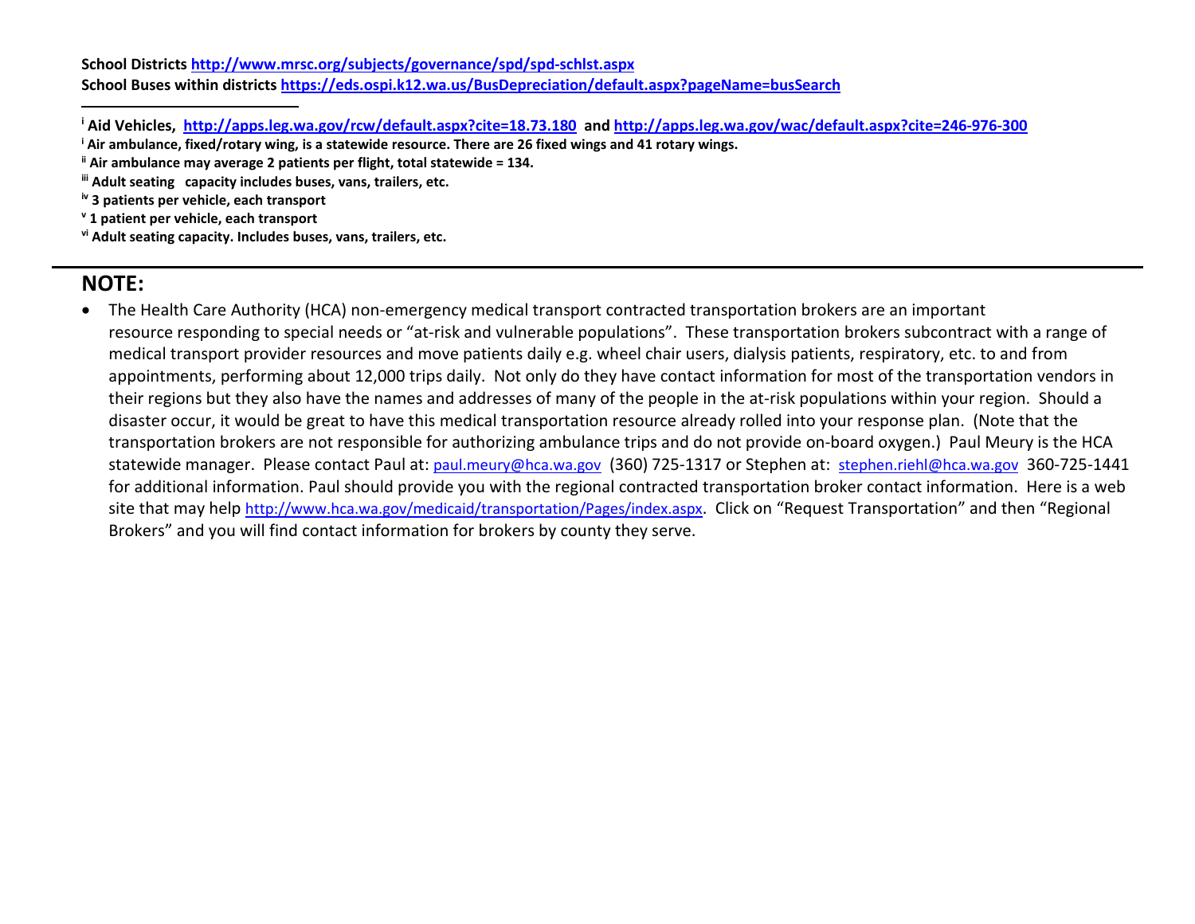**School Districts http://www.mrsc.org/subjects/governance/spd/spd-schlst.aspx**
**School Buses within districts https://eds.ospi.k12.wa.us/BusDepreciation/default.aspx?pageName=busSearch**

---

[i] **Aid Vehicles, http://apps.leg.wa.gov/rcw/default.aspx?cite=18.73.180 and http://apps.leg.wa.gov/wac/default.aspx?cite=246-976-300**

[i] **Air ambulance, fixed/rotary wing, is a statewide resource. There are 26 fixed wings and 41 rotary wings.**

[ii] **Air ambulance may average 2 patients per flight, total statewide = 134.**

[iii] **Adult seating capacity includes buses, vans, trailers, etc.**

[iv] **3 patients per vehicle, each transport**

[v] **1 patient per vehicle, each transport**

[vi] **Adult seating capacity. Includes buses, vans, trailers, etc.**

---

## NOTE:

- The Health Care Authority (HCA) non-emergency medical transport contracted transportation brokers are an important resource responding to special needs or "at-risk and vulnerable populations". These transportation brokers subcontract with a range of medical transport provider resources and move patients daily e.g. wheel chair users, dialysis patients, respiratory, etc. to and from appointments, performing about 12,000 trips daily. Not only do they have contact information for most of the transportation vendors in their regions but they also have the names and addresses of many of the people in the at-risk populations within your region. Should a disaster occur, it would be great to have this medical transportation resource already rolled into your response plan. (Note that the transportation brokers are not responsible for authorizing ambulance trips and do not provide on-board oxygen.) Paul Meury is the HCA statewide manager. Please contact Paul at: paul.meury@hca.wa.gov (360) 725-1317 or Stephen at: stephen.riehl@hca.wa.gov 360-725-1441 for additional information. Paul should provide you with the regional contracted transportation broker contact information. Here is a web site that may help http://www.hca.wa.gov/medicaid/transportation/Pages/index.aspx. Click on "Request Transportation" and then "Regional Brokers" and you will find contact information for brokers by county they serve.